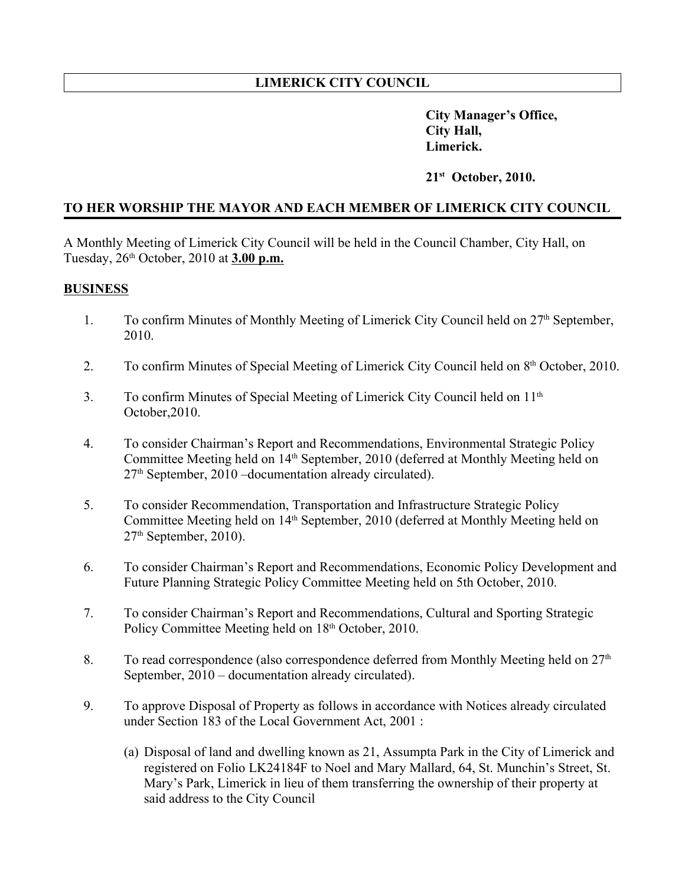# LIMERICK CITY COUNCIL

**City Manager's Office,**
**City Hall,**
**Limerick.**

**21st October, 2010.**

## TO HER WORSHIP THE MAYOR AND EACH MEMBER OF LIMERICK CITY COUNCIL

A Monthly Meeting of Limerick City Council will be held in the Council Chamber, City Hall, on Tuesday, 26th October, 2010 at **3.00 p.m.**

## BUSINESS

1. To confirm Minutes of Monthly Meeting of Limerick City Council held on 27th September, 2010.

2. To confirm Minutes of Special Meeting of Limerick City Council held on 8th October, 2010.

3. To confirm Minutes of Special Meeting of Limerick City Council held on 11th October,2010.

4. To consider Chairman's Report and Recommendations, Environmental Strategic Policy Committee Meeting held on 14th September, 2010 (deferred at Monthly Meeting held on 27th September, 2010 –documentation already circulated).

5. To consider Recommendation, Transportation and Infrastructure Strategic Policy Committee Meeting held on 14th September, 2010 (deferred at Monthly Meeting held on 27th September, 2010).

6. To consider Chairman's Report and Recommendations, Economic Policy Development and Future Planning Strategic Policy Committee Meeting held on 5th October, 2010.

7. To consider Chairman's Report and Recommendations, Cultural and Sporting Strategic Policy Committee Meeting held on 18th October, 2010.

8. To read correspondence (also correspondence deferred from Monthly Meeting held on 27th September, 2010 – documentation already circulated).

9. To approve Disposal of Property as follows in accordance with Notices already circulated under Section 183 of the Local Government Act, 2001 :

   (a) Disposal of land and dwelling known as 21, Assumpta Park in the City of Limerick and registered on Folio LK24184F to Noel and Mary Mallard, 64, St. Munchin's Street, St. Mary's Park, Limerick in lieu of them transferring the ownership of their property at said address to the City Council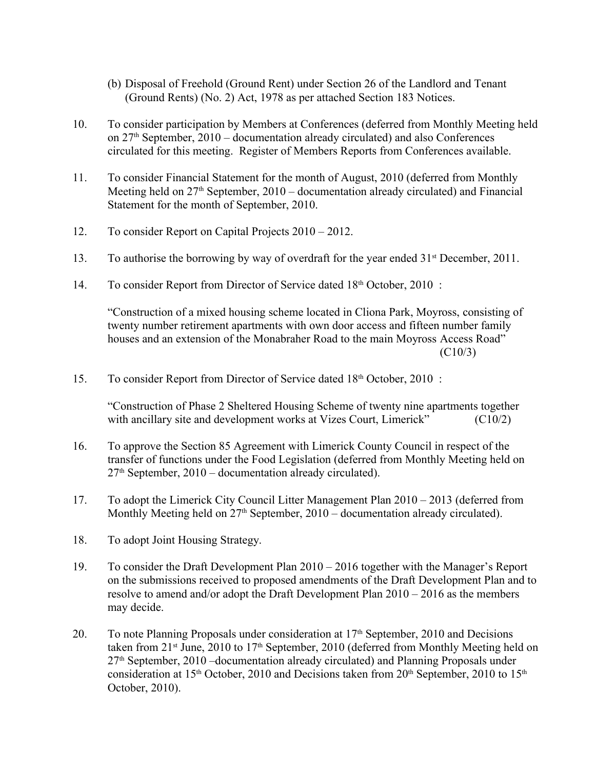(b) Disposal of Freehold (Ground Rent) under Section 26 of the Landlord and Tenant (Ground Rents) (No. 2) Act, 1978 as per attached Section 183 Notices.

10. To consider participation by Members at Conferences (deferred from Monthly Meeting held on 27th September, 2010 – documentation already circulated) and also Conferences circulated for this meeting. Register of Members Reports from Conferences available.

11. To consider Financial Statement for the month of August, 2010 (deferred from Monthly Meeting held on 27th September, 2010 – documentation already circulated) and Financial Statement for the month of September, 2010.

12. To consider Report on Capital Projects 2010 – 2012.

13. To authorise the borrowing by way of overdraft for the year ended 31st December, 2011.

14. To consider Report from Director of Service dated 18th October, 2010 :

    "Construction of a mixed housing scheme located in Cliona Park, Moyross, consisting of twenty number retirement apartments with own door access and fifteen number family houses and an extension of the Monabraher Road to the main Moyross Access Road" (C10/3)

15. To consider Report from Director of Service dated 18th October, 2010 :

    "Construction of Phase 2 Sheltered Housing Scheme of twenty nine apartments together with ancillary site and development works at Vizes Court, Limerick" (C10/2)

16. To approve the Section 85 Agreement with Limerick County Council in respect of the transfer of functions under the Food Legislation (deferred from Monthly Meeting held on 27th September, 2010 – documentation already circulated).

17. To adopt the Limerick City Council Litter Management Plan 2010 – 2013 (deferred from Monthly Meeting held on 27th September, 2010 – documentation already circulated).

18. To adopt Joint Housing Strategy.

19. To consider the Draft Development Plan 2010 – 2016 together with the Manager's Report on the submissions received to proposed amendments of the Draft Development Plan and to resolve to amend and/or adopt the Draft Development Plan 2010 – 2016 as the members may decide.

20. To note Planning Proposals under consideration at 17th September, 2010 and Decisions taken from 21st June, 2010 to 17th September, 2010 (deferred from Monthly Meeting held on 27th September, 2010 –documentation already circulated) and Planning Proposals under consideration at 15th October, 2010 and Decisions taken from 20th September, 2010 to 15th October, 2010).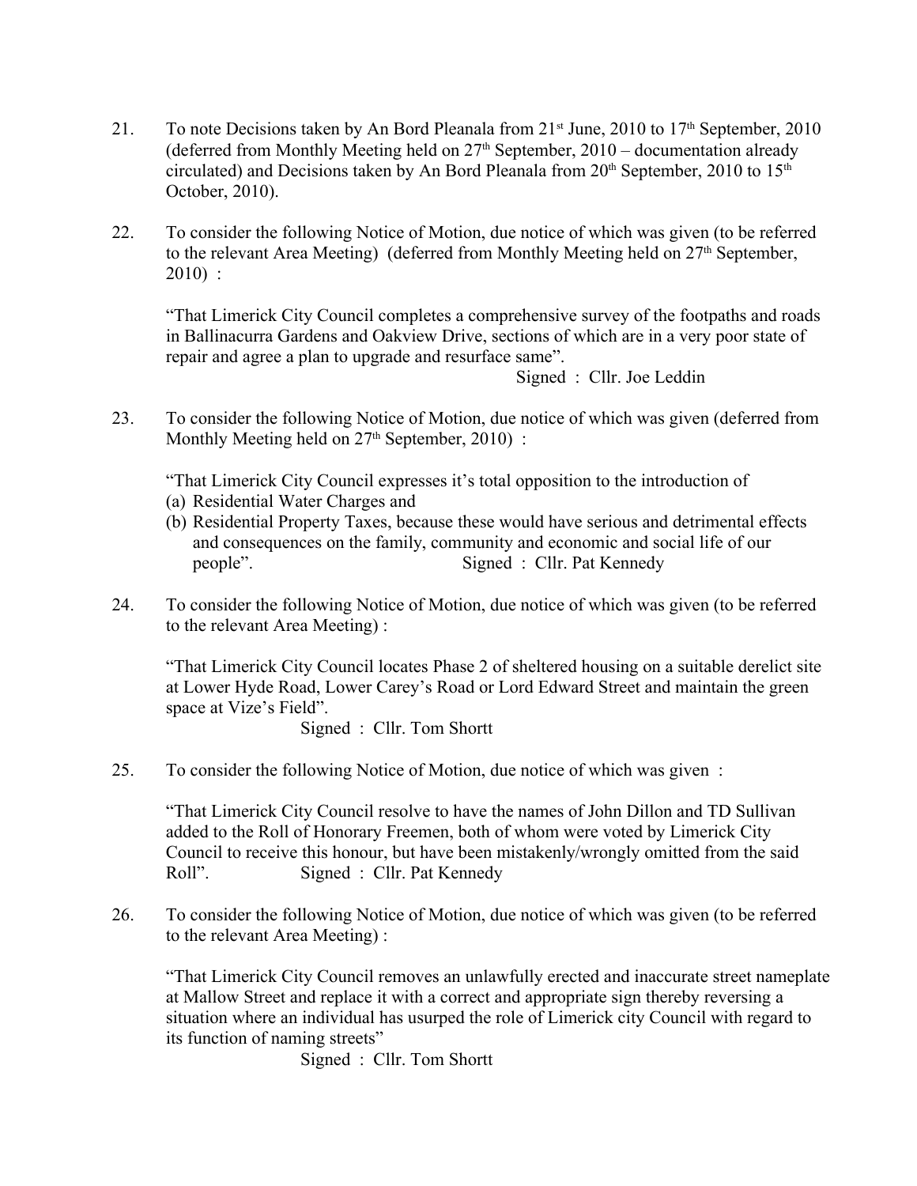21. To note Decisions taken by An Bord Pleanala from 21st June, 2010 to 17th September, 2010 (deferred from Monthly Meeting held on 27th September, 2010 – documentation already circulated) and Decisions taken by An Bord Pleanala from 20th September, 2010 to 15th October, 2010).

22. To consider the following Notice of Motion, due notice of which was given (to be referred to the relevant Area Meeting) (deferred from Monthly Meeting held on 27th September, 2010) :

    "That Limerick City Council completes a comprehensive survey of the footpaths and roads in Ballinacurra Gardens and Oakview Drive, sections of which are in a very poor state of repair and agree a plan to upgrade and resurface same".

    Signed : Cllr. Joe Leddin

23. To consider the following Notice of Motion, due notice of which was given (deferred from Monthly Meeting held on 27th September, 2010) :

    "That Limerick City Council expresses it's total opposition to the introduction of
    (a) Residential Water Charges and
    (b) Residential Property Taxes, because these would have serious and detrimental effects and consequences on the family, community and economic and social life of our people".

    Signed : Cllr. Pat Kennedy

24. To consider the following Notice of Motion, due notice of which was given (to be referred to the relevant Area Meeting) :

    "That Limerick City Council locates Phase 2 of sheltered housing on a suitable derelict site at Lower Hyde Road, Lower Carey's Road or Lord Edward Street and maintain the green space at Vize's Field".

    Signed : Cllr. Tom Shortt

25. To consider the following Notice of Motion, due notice of which was given :

    "That Limerick City Council resolve to have the names of John Dillon and TD Sullivan added to the Roll of Honorary Freemen, both of whom were voted by Limerick City Council to receive this honour, but have been mistakenly/wrongly omitted from the said Roll".

    Signed : Cllr. Pat Kennedy

26. To consider the following Notice of Motion, due notice of which was given (to be referred to the relevant Area Meeting) :

    "That Limerick City Council removes an unlawfully erected and inaccurate street nameplate at Mallow Street and replace it with a correct and appropriate sign thereby reversing a situation where an individual has usurped the role of Limerick city Council with regard to its function of naming streets"

    Signed : Cllr. Tom Shortt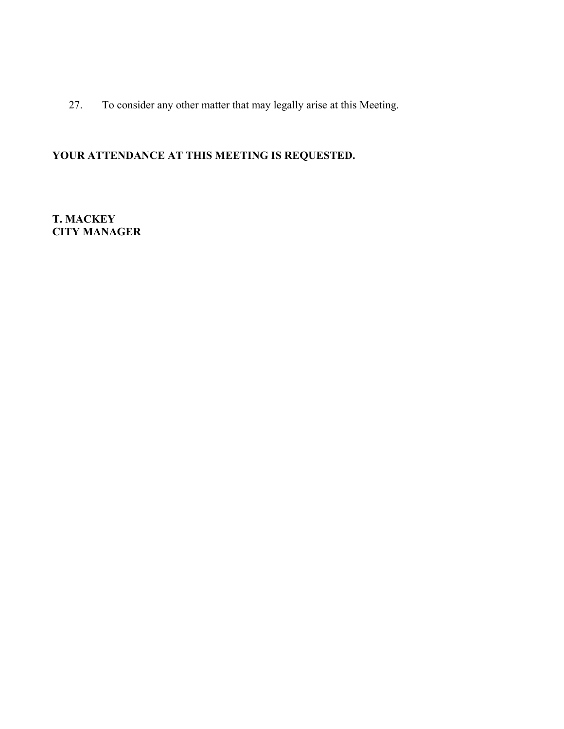27. To consider any other matter that may legally arise at this Meeting.

**YOUR ATTENDANCE AT THIS MEETING IS REQUESTED.**

**T. MACKEY**
**CITY MANAGER**